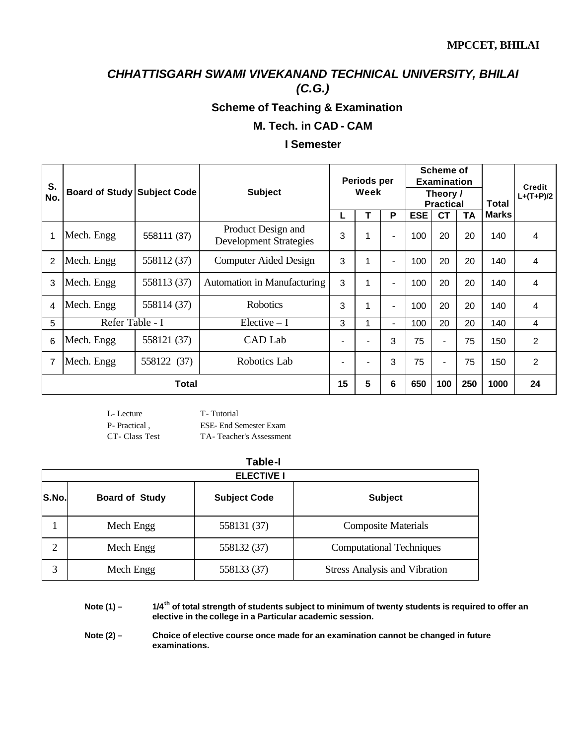MPCCET, BHILAI

# *CHHATTISGARH SWAMI VIVEKANAND TECHNICAL UNIVERSITY, BHILAI (C.G.)*

## Scheme of Teaching & Examination

## M. Tech. in CAD - CAM

## I Semester

| S. No. | Board of Study | Subject Code | Subject | Periods per Week | | | Scheme of Examination Theory / Practical | | | Total Marks | Credit L+(T+P)/2 |
|---|---|---|---|---|---|---|---|---|---|---|---|
| | | | | L | T | P | ESE | CT | TA | | |
| 1 | Mech. Engg | 558111 (37) | Product Design and Development Strategies | 3 | 1 | - | 100 | 20 | 20 | 140 | 4 |
| 2 | Mech. Engg | 558112 (37) | Computer Aided Design | 3 | 1 | - | 100 | 20 | 20 | 140 | 4 |
| 3 | Mech. Engg | 558113 (37) | Automation in Manufacturing | 3 | 1 | - | 100 | 20 | 20 | 140 | 4 |
| 4 | Mech. Engg | 558114 (37) | Robotics | 3 | 1 | - | 100 | 20 | 20 | 140 | 4 |
| 5 | Refer Table - I | | Elective – I | 3 | 1 | - | 100 | 20 | 20 | 140 | 4 |
| 6 | Mech. Engg | 558121 (37) | CAD Lab | - | - | 3 | 75 | - | 75 | 150 | 2 |
| 7 | Mech. Engg | 558122 (37) | Robotics Lab | - | - | 3 | 75 | - | 75 | 150 | 2 |
| **Total** | | | | **15** | **5** | **6** | **650** | **100** | **250** | **1000** | **24** |

L- Lecture T- Tutorial
P- Practical , ESE- End Semester Exam
CT- Class Test TA- Teacher's Assessment

**Table-I**

| ELECTIVE I | | | |
|---|---|---|---|
| **S.No.** | **Board of Study** | **Subject Code** | **Subject** |
| 1 | Mech Engg | 558131 (37) | Composite Materials |
| 2 | Mech Engg | 558132 (37) | Computational Techniques |
| 3 | Mech Engg | 558133 (37) | Stress Analysis and Vibration |

**Note (1) –** **1/4th of total strength of students subject to minimum of twenty students is required to offer an elective in the college in a Particular academic session.**

**Note (2) –** **Choice of elective course once made for an examination cannot be changed in future examinations.**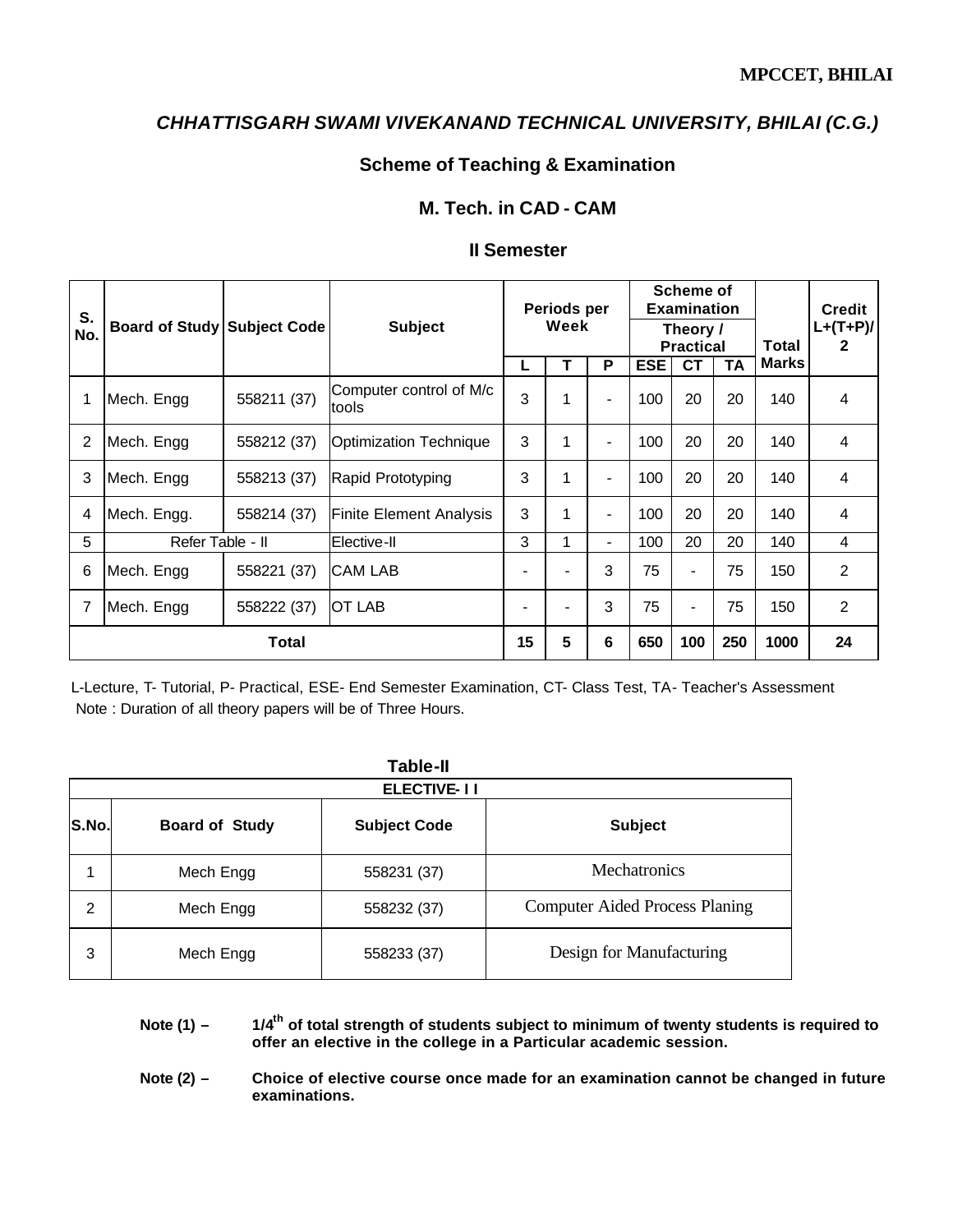MPCCET, BHILAI

## *CHHATTISGARH SWAMI VIVEKANAND TECHNICAL UNIVERSITY, BHILAI (C.G.)*

### Scheme of Teaching & Examination

### M. Tech. in CAD - CAM

### II Semester

| S. No. | Board of Study | Subject Code | Subject | Periods per Week | | | Scheme of Examination Theory / Practical | | | Total Marks | Credit L+(T+P)/2 |
|---|---|---|---|---|---|---|---|---|---|---|---|
| | | | | L | T | P | ESE | CT | TA | | |
| 1 | Mech. Engg | 558211 (37) | Computer control of M/c tools | 3 | 1 | - | 100 | 20 | 20 | 140 | 4 |
| 2 | Mech. Engg | 558212 (37) | Optimization Technique | 3 | 1 | - | 100 | 20 | 20 | 140 | 4 |
| 3 | Mech. Engg | 558213 (37) | Rapid Prototyping | 3 | 1 | - | 100 | 20 | 20 | 140 | 4 |
| 4 | Mech. Engg. | 558214 (37) | Finite Element Analysis | 3 | 1 | - | 100 | 20 | 20 | 140 | 4 |
| 5 | Refer Table - II | | Elective-II | 3 | 1 | - | 100 | 20 | 20 | 140 | 4 |
| 6 | Mech. Engg | 558221 (37) | CAM LAB | - | - | 3 | 75 | - | 75 | 150 | 2 |
| 7 | Mech. Engg | 558222 (37) | OT LAB | - | - | 3 | 75 | - | 75 | 150 | 2 |
| **Total** | | | | **15** | **5** | **6** | **650** | **100** | **250** | **1000** | **24** |

L-Lecture, T- Tutorial, P- Practical, ESE- End Semester Examination, CT- Class Test, TA- Teacher's Assessment
Note : Duration of all theory papers will be of Three Hours.

**Table-II**

| ELECTIVE- I I | | | |
|---|---|---|---|
| **S.No.** | **Board of Study** | **Subject Code** | **Subject** |
| 1 | Mech Engg | 558231 (37) | Mechatronics |
| 2 | Mech Engg | 558232 (37) | Computer Aided Process Planing |
| 3 | Mech Engg | 558233 (37) | Design for Manufacturing |

**Note (1) –** **$1/4^{th}$ of total strength of students subject to minimum of twenty students is required to offer an elective in the college in a Particular academic session.**

**Note (2) –** **Choice of elective course once made for an examination cannot be changed in future examinations.**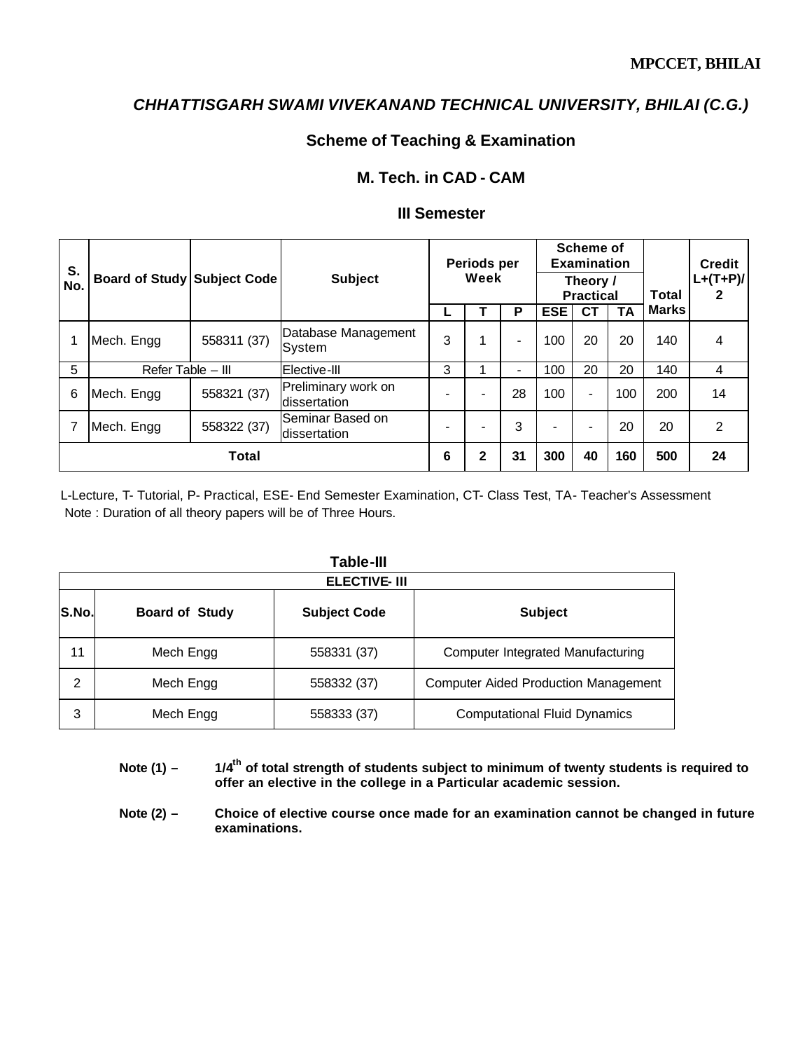MPCCET, BHILAI

## *CHHATTISGARH SWAMI VIVEKANAND TECHNICAL UNIVERSITY, BHILAI (C.G.)*

### Scheme of Teaching & Examination

### M. Tech. in CAD - CAM

### III Semester

| S. No. | Board of Study | Subject Code | Subject | Periods per Week | | | Scheme of Examination Theory / Practical | | | Total Marks | Credit L+(T+P)/2 |
|---|---|---|---|---|---|---|---|---|---|---|---|
| | | | | L | T | P | ESE | CT | TA | | |
| 1 | Mech. Engg | 558311 (37) | Database Management System | 3 | 1 | - | 100 | 20 | 20 | 140 | 4 |
| 5 | Refer Table – III | | Elective-III | 3 | 1 | - | 100 | 20 | 20 | 140 | 4 |
| 6 | Mech. Engg | 558321 (37) | Preliminary work on dissertation | - | - | 28 | 100 | - | 100 | 200 | 14 |
| 7 | Mech. Engg | 558322 (37) | Seminar Based on dissertation | - | - | 3 | - | - | 20 | 20 | 2 |
| **Total** | | | | **6** | **2** | **31** | **300** | **40** | **160** | **500** | **24** |

L-Lecture, T- Tutorial, P- Practical, ESE- End Semester Examination, CT- Class Test, TA- Teacher's Assessment
Note : Duration of all theory papers will be of Three Hours.

**Table-III**

| ELECTIVE- III | | | |
|---|---|---|---|
| **S.No.** | **Board of Study** | **Subject Code** | **Subject** |
| 11 | Mech Engg | 558331 (37) | Computer Integrated Manufacturing |
| 2 | Mech Engg | 558332 (37) | Computer Aided Production Management |
| 3 | Mech Engg | 558333 (37) | Computational Fluid Dynamics |

**Note (1) –** **$1/4^{th}$ of total strength of students subject to minimum of twenty students is required to offer an elective in the college in a Particular academic session.**

**Note (2) –** **Choice of elective course once made for an examination cannot be changed in future examinations.**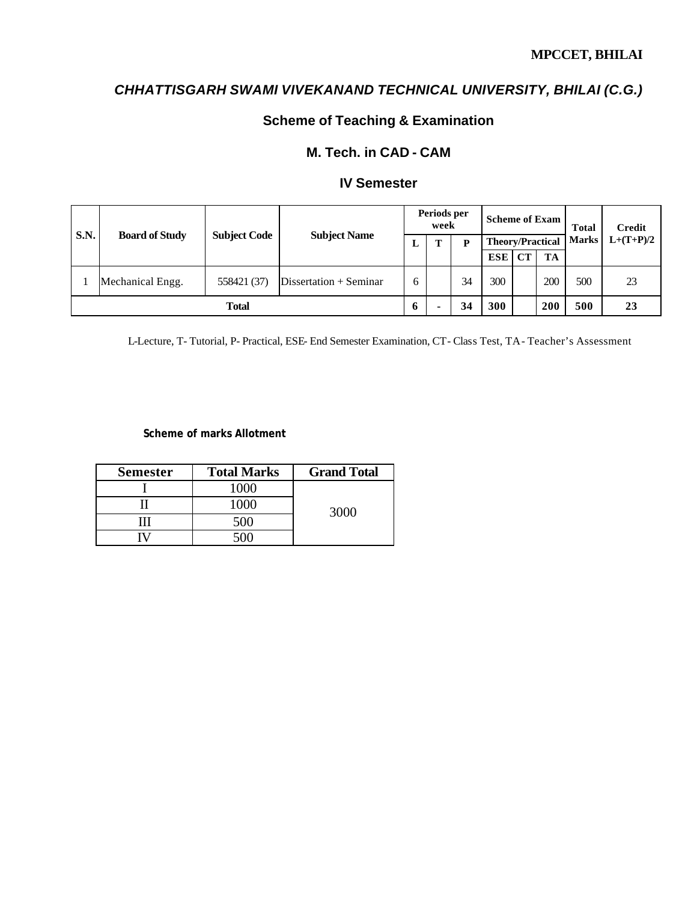MPCCET, BHILAI

## *CHHATTISGARH SWAMI VIVEKANAND TECHNICAL UNIVERSITY, BHILAI (C.G.)*

### Scheme of Teaching & Examination

### M. Tech. in CAD - CAM

### IV Semester

| S.N. | Board of Study | Subject Code | Subject Name | Periods per week | | | Scheme of Exam | | | Total Marks | Credit L+(T+P)/2 |
|---|---|---|---|---|---|---|---|---|---|---|---|
| | | | | L | T | P | Theory/Practical | | | | |
| | | | | | | | ESE | CT | TA | | |
| 1 | Mechanical Engg. | 558421 (37) | Dissertation + Seminar | 6 | | 34 | 300 | | 200 | 500 | 23 |
| **Total** | | | | **6** | **-** | **34** | **300** | | **200** | **500** | **23** |

L-Lecture, T- Tutorial, P- Practical, ESE- End Semester Examination, CT- Class Test, TA - Teacher's Assessment

**Scheme of marks Allotment**

| Semester | Total Marks | Grand Total |
|---|---|---|
| I | 1000 | 3000 |
| II | 1000 | |
| III | 500 | |
| IV | 500 | |